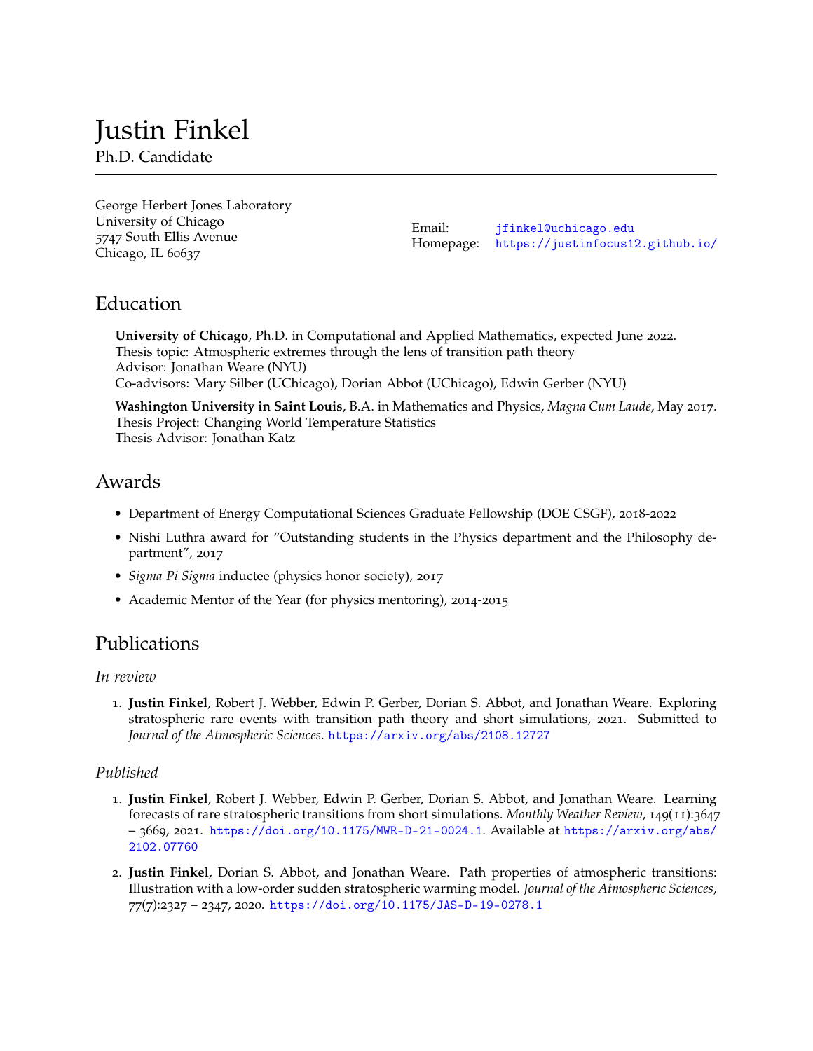# Justin Finkel

Ph.D. Candidate

George Herbert Jones Laboratory
University of Chicago
5747 South Ellis Avenue
Chicago, IL 60637

Email: jfinkel@uchicago.edu
Homepage: https://justinfocus12.github.io/

## Education

**University of Chicago**, Ph.D. in Computational and Applied Mathematics, expected June 2022.
Thesis topic: Atmospheric extremes through the lens of transition path theory
Advisor: Jonathan Weare (NYU)
Co-advisors: Mary Silber (UChicago), Dorian Abbot (UChicago), Edwin Gerber (NYU)

**Washington University in Saint Louis**, B.A. in Mathematics and Physics, *Magna Cum Laude*, May 2017.
Thesis Project: Changing World Temperature Statistics
Thesis Advisor: Jonathan Katz

## Awards

- Department of Energy Computational Sciences Graduate Fellowship (DOE CSGF), 2018-2022
- Nishi Luthra award for "Outstanding students in the Physics department and the Philosophy department", 2017
- *Sigma Pi Sigma* inductee (physics honor society), 2017
- Academic Mentor of the Year (for physics mentoring), 2014-2015

## Publications

### *In review*

1. **Justin Finkel**, Robert J. Webber, Edwin P. Gerber, Dorian S. Abbot, and Jonathan Weare. Exploring stratospheric rare events with transition path theory and short simulations, 2021. Submitted to *Journal of the Atmospheric Sciences*. https://arxiv.org/abs/2108.12727

### *Published*

1. **Justin Finkel**, Robert J. Webber, Edwin P. Gerber, Dorian S. Abbot, and Jonathan Weare. Learning forecasts of rare stratospheric transitions from short simulations. *Monthly Weather Review*, 149(11):3647 – 3669, 2021. https://doi.org/10.1175/MWR-D-21-0024.1. Available at https://arxiv.org/abs/2102.07760
2. **Justin Finkel**, Dorian S. Abbot, and Jonathan Weare. Path properties of atmospheric transitions: Illustration with a low-order sudden stratospheric warming model. *Journal of the Atmospheric Sciences*, 77(7):2327 – 2347, 2020. https://doi.org/10.1175/JAS-D-19-0278.1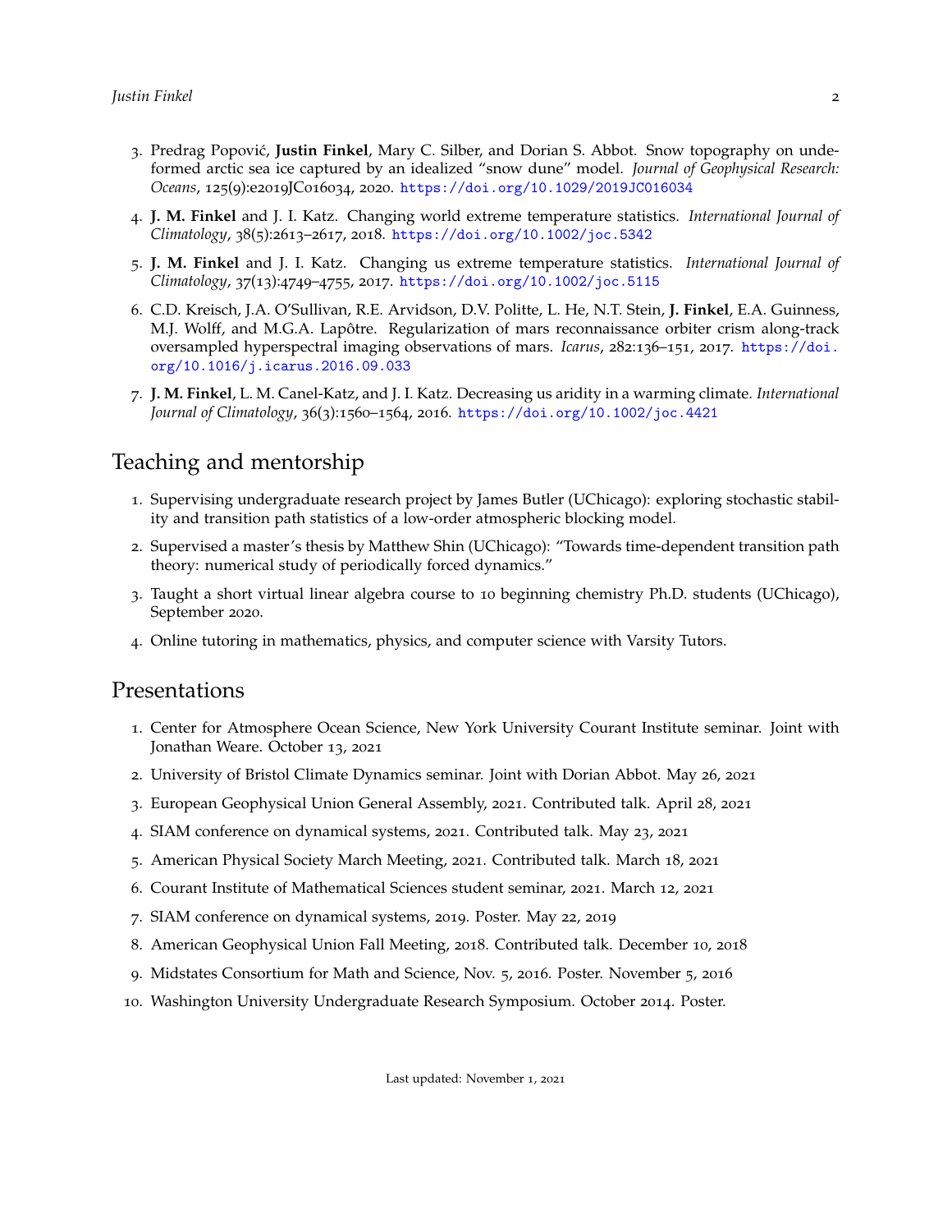3. Predrag Popović, **Justin Finkel**, Mary C. Silber, and Dorian S. Abbot. Snow topography on undeformed arctic sea ice captured by an idealized "snow dune" model. *Journal of Geophysical Research: Oceans*, 125(9):e2019JC016034, 2020. https://doi.org/10.1029/2019JC016034

4. **J. M. Finkel** and J. I. Katz. Changing world extreme temperature statistics. *International Journal of Climatology*, 38(5):2613–2617, 2018. https://doi.org/10.1002/joc.5342

5. **J. M. Finkel** and J. I. Katz. Changing us extreme temperature statistics. *International Journal of Climatology*, 37(13):4749–4755, 2017. https://doi.org/10.1002/joc.5115

6. C.D. Kreisch, J.A. O'Sullivan, R.E. Arvidson, D.V. Politte, L. He, N.T. Stein, **J. Finkel**, E.A. Guinness, M.J. Wolff, and M.G.A. Lapôtre. Regularization of mars reconnaissance orbiter crism along-track oversampled hyperspectral imaging observations of mars. *Icarus*, 282:136–151, 2017. https://doi.org/10.1016/j.icarus.2016.09.033

7. **J. M. Finkel**, L. M. Canel-Katz, and J. I. Katz. Decreasing us aridity in a warming climate. *International Journal of Climatology*, 36(3):1560–1564, 2016. https://doi.org/10.1002/joc.4421

## Teaching and mentorship

1. Supervising undergraduate research project by James Butler (UChicago): exploring stochastic stability and transition path statistics of a low-order atmospheric blocking model.
2. Supervised a master's thesis by Matthew Shin (UChicago): "Towards time-dependent transition path theory: numerical study of periodically forced dynamics."
3. Taught a short virtual linear algebra course to 10 beginning chemistry Ph.D. students (UChicago), September 2020.
4. Online tutoring in mathematics, physics, and computer science with Varsity Tutors.

## Presentations

1. Center for Atmosphere Ocean Science, New York University Courant Institute seminar. Joint with Jonathan Weare. October 13, 2021
2. University of Bristol Climate Dynamics seminar. Joint with Dorian Abbot. May 26, 2021
3. European Geophysical Union General Assembly, 2021. Contributed talk. April 28, 2021
4. SIAM conference on dynamical systems, 2021. Contributed talk. May 23, 2021
5. American Physical Society March Meeting, 2021. Contributed talk. March 18, 2021
6. Courant Institute of Mathematical Sciences student seminar, 2021. March 12, 2021
7. SIAM conference on dynamical systems, 2019. Poster. May 22, 2019
8. American Geophysical Union Fall Meeting, 2018. Contributed talk. December 10, 2018
9. Midstates Consortium for Math and Science, Nov. 5, 2016. Poster. November 5, 2016
10. Washington University Undergraduate Research Symposium. October 2014. Poster.

Last updated: November 1, 2021